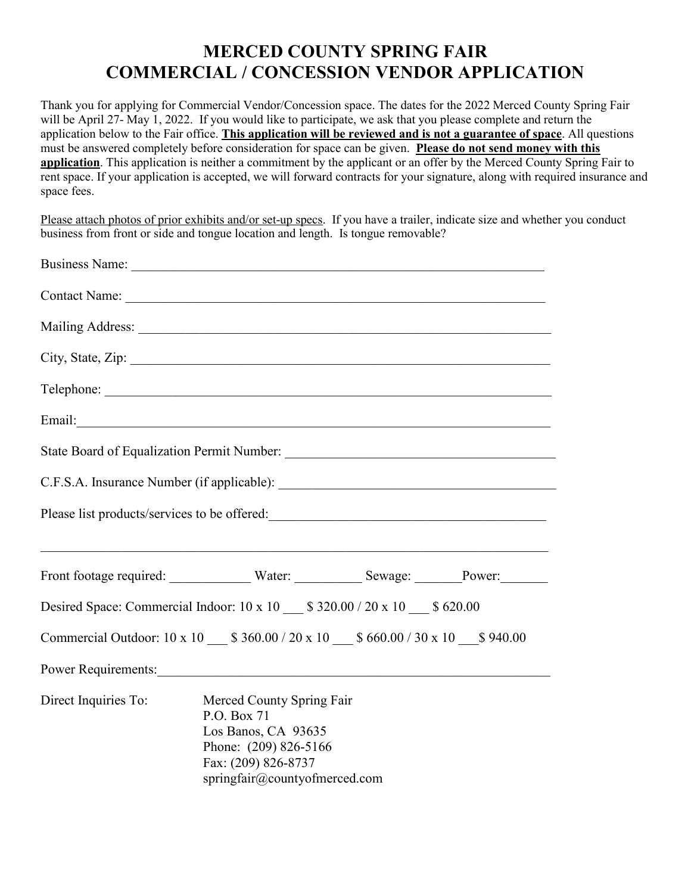# MERCED COUNTY SPRING FAIR
# COMMERCIAL / CONCESSION VENDOR APPLICATION

Thank you for applying for Commercial Vendor/Concession space. The dates for the 2022 Merced County Spring Fair will be April 27- May 1, 2022. If you would like to participate, we ask that you please complete and return the application below to the Fair office. **This application will be reviewed and is not a guarantee of space**. All questions must be answered completely before consideration for space can be given. **Please do not send money with this application**. This application is neither a commitment by the applicant or an offer by the Merced County Spring Fair to rent space. If your application is accepted, we will forward contracts for your signature, along with required insurance and space fees.

Please attach photos of prior exhibits and/or set-up specs. If you have a trailer, indicate size and whether you conduct business from front or side and tongue location and length. Is tongue removable?

Business Name: ___________________________________________________________________

Contact Name: ___________________________________________________________________

Mailing Address: _________________________________________________________________

City, State, Zip: __________________________________________________________________

Telephone: _______________________________________________________________________

Email:___________________________________________________________________________

State Board of Equalization Permit Number: ________________________________________

C.F.S.A. Insurance Number (if applicable): _________________________________________

Please list products/services to be offered:_________________________________________

_________________________________________________________________________________

Front footage required: ____________ Water: __________ Sewage: _______Power:_______

Desired Space: Commercial Indoor: 10 x 10 ___ $ 320.00 / 20 x 10 ___ $ 620.00

Commercial Outdoor: 10 x 10 ___ $ 360.00 / 20 x 10 ___ $ 660.00 / 30 x 10 ___$ 940.00

Power Requirements:_____________________________________________________________

Direct Inquiries To:

Merced County Spring Fair
P.O. Box 71
Los Banos, CA 93635
Phone: (209) 826-5166
Fax: (209) 826-8737
springfair@countyofmerced.com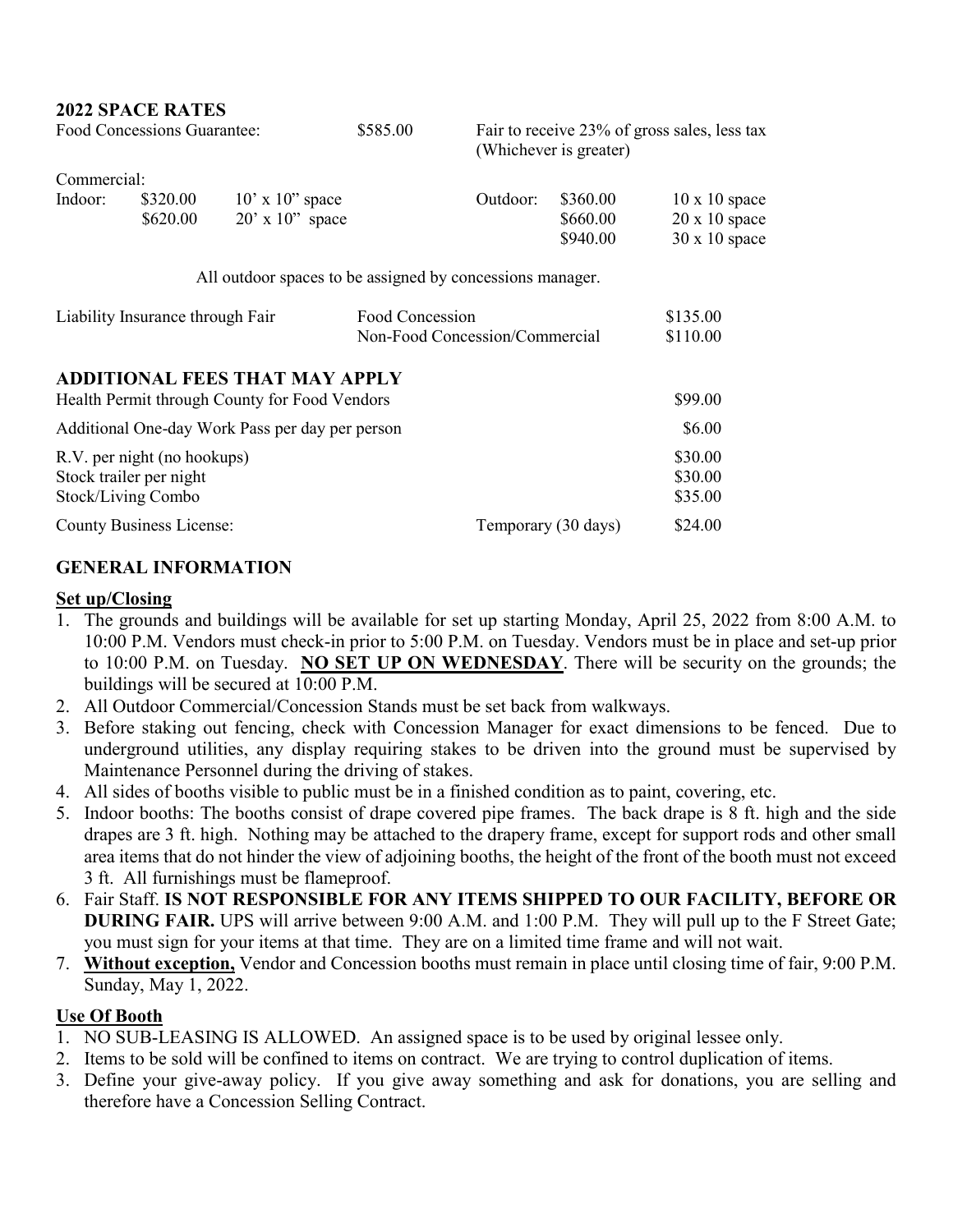**2022 SPACE RATES**

| | | | | | | |
|---|---|---|---|---|---|---|
| Food Concessions Guarantee: | | $585.00 | Fair to receive 23% of gross sales, less tax (Whichever is greater) | | | |
| Commercial: | | | | | | |
| Indoor: | $320.00 | 10' x 10" space | | Outdoor: | $360.00 | 10 x 10 space |
| | $620.00 | 20' x 10" space | | | $660.00 | 20 x 10 space |
| | | | | | $940.00 | 30 x 10 space |

All outdoor spaces to be assigned by concessions manager.

| | | |
|---|---|---|
| Liability Insurance through Fair | Food Concession | $135.00 |
| | Non-Food Concession/Commercial | $110.00 |

## ADDITIONAL FEES THAT MAY APPLY

| | | |
|---|---|---|
| Health Permit through County for Food Vendors | | $99.00 |
| Additional One-day Work Pass per day per person | | $6.00 |
| R.V. per night (no hookups) | | $30.00 |
| Stock trailer per night | | $30.00 |
| Stock/Living Combo | | $35.00 |
| County Business License: | Temporary (30 days) | $24.00 |

## GENERAL INFORMATION

**Set up/Closing**

1. The grounds and buildings will be available for set up starting Monday, April 25, 2022 from 8:00 A.M. to 10:00 P.M. Vendors must check-in prior to 5:00 P.M. on Tuesday. Vendors must be in place and set-up prior to 10:00 P.M. on Tuesday. **NO SET UP ON WEDNESDAY**. There will be security on the grounds; the buildings will be secured at 10:00 P.M.
2. All Outdoor Commercial/Concession Stands must be set back from walkways.
3. Before staking out fencing, check with Concession Manager for exact dimensions to be fenced. Due to underground utilities, any display requiring stakes to be driven into the ground must be supervised by Maintenance Personnel during the driving of stakes.
4. All sides of booths visible to public must be in a finished condition as to paint, covering, etc.
5. Indoor booths: The booths consist of drape covered pipe frames. The back drape is 8 ft. high and the side drapes are 3 ft. high. Nothing may be attached to the drapery frame, except for support rods and other small area items that do not hinder the view of adjoining booths, the height of the front of the booth must not exceed 3 ft. All furnishings must be flameproof.
6. Fair Staff. **IS NOT RESPONSIBLE FOR ANY ITEMS SHIPPED TO OUR FACILITY, BEFORE OR DURING FAIR.** UPS will arrive between 9:00 A.M. and 1:00 P.M. They will pull up to the F Street Gate; you must sign for your items at that time. They are on a limited time frame and will not wait.
7. **Without exception,** Vendor and Concession booths must remain in place until closing time of fair, 9:00 P.M. Sunday, May 1, 2022.

**Use Of Booth**

1. NO SUB-LEASING IS ALLOWED. An assigned space is to be used by original lessee only.
2. Items to be sold will be confined to items on contract. We are trying to control duplication of items.
3. Define your give-away policy. If you give away something and ask for donations, you are selling and therefore have a Concession Selling Contract.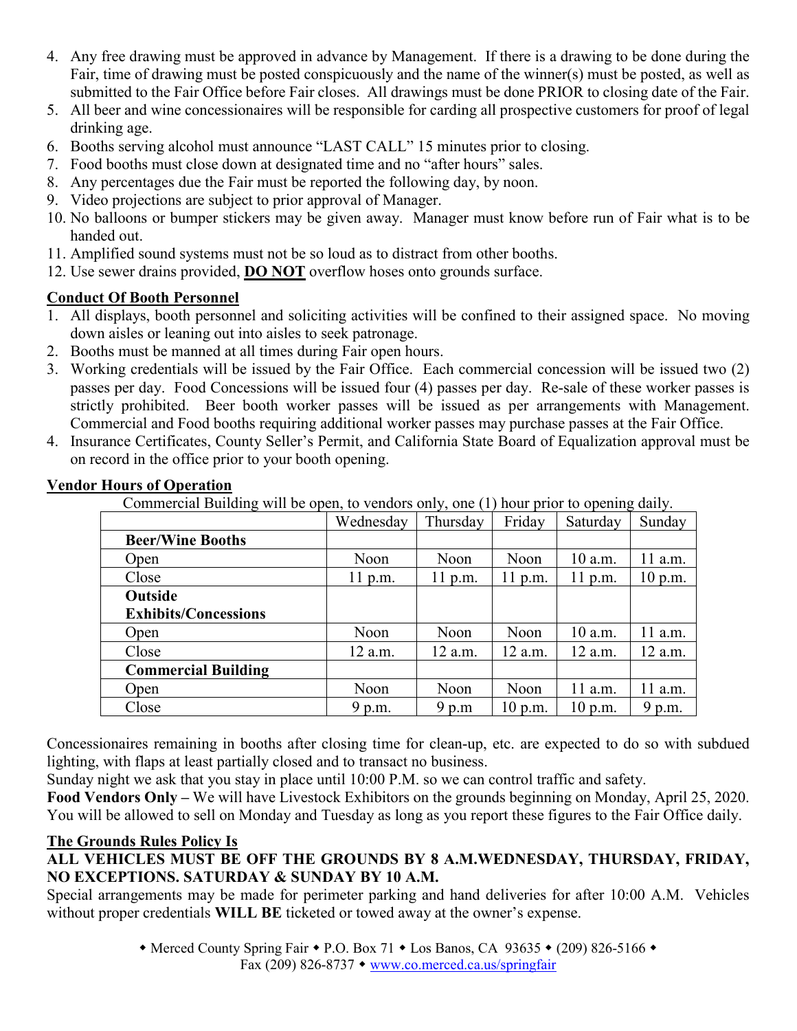4. Any free drawing must be approved in advance by Management. If there is a drawing to be done during the Fair, time of drawing must be posted conspicuously and the name of the winner(s) must be posted, as well as submitted to the Fair Office before Fair closes. All drawings must be done PRIOR to closing date of the Fair.
5. All beer and wine concessionaires will be responsible for carding all prospective customers for proof of legal drinking age.
6. Booths serving alcohol must announce "LAST CALL" 15 minutes prior to closing.
7. Food booths must close down at designated time and no "after hours" sales.
8. Any percentages due the Fair must be reported the following day, by noon.
9. Video projections are subject to prior approval of Manager.
10. No balloons or bumper stickers may be given away. Manager must know before run of Fair what is to be handed out.
11. Amplified sound systems must not be so loud as to distract from other booths.
12. Use sewer drains provided, **DO NOT** overflow hoses onto grounds surface.

## Conduct Of Booth Personnel

1. All displays, booth personnel and soliciting activities will be confined to their assigned space. No moving down aisles or leaning out into aisles to seek patronage.
2. Booths must be manned at all times during Fair open hours.
3. Working credentials will be issued by the Fair Office. Each commercial concession will be issued two (2) passes per day. Food Concessions will be issued four (4) passes per day. Re-sale of these worker passes is strictly prohibited. Beer booth worker passes will be issued as per arrangements with Management. Commercial and Food booths requiring additional worker passes may purchase passes at the Fair Office.
4. Insurance Certificates, County Seller's Permit, and California State Board of Equalization approval must be on record in the office prior to your booth opening.

## Vendor Hours of Operation

Commercial Building will be open, to vendors only, one (1) hour prior to opening daily.

| | Wednesday | Thursday | Friday | Saturday | Sunday |
|---|---|---|---|---|---|
| **Beer/Wine Booths** | | | | | |
| Open | Noon | Noon | Noon | 10 a.m. | 11 a.m. |
| Close | 11 p.m. | 11 p.m. | 11 p.m. | 11 p.m. | 10 p.m. |
| **Outside Exhibits/Concessions** | | | | | |
| Open | Noon | Noon | Noon | 10 a.m. | 11 a.m. |
| Close | 12 a.m. | 12 a.m. | 12 a.m. | 12 a.m. | 12 a.m. |
| **Commercial Building** | | | | | |
| Open | Noon | Noon | Noon | 11 a.m. | 11 a.m. |
| Close | 9 p.m. | 9 p.m | 10 p.m. | 10 p.m. | 9 p.m. |

Concessionaires remaining in booths after closing time for clean-up, etc. are expected to do so with subdued lighting, with flaps at least partially closed and to transact no business.

Sunday night we ask that you stay in place until 10:00 P.M. so we can control traffic and safety.

**Food Vendors Only –** We will have Livestock Exhibitors on the grounds beginning on Monday, April 25, 2020. You will be allowed to sell on Monday and Tuesday as long as you report these figures to the Fair Office daily.

## The Grounds Rules Policy Is

**ALL VEHICLES MUST BE OFF THE GROUNDS BY 8 A.M.WEDNESDAY, THURSDAY, FRIDAY, NO EXCEPTIONS. SATURDAY & SUNDAY BY 10 A.M.**

Special arrangements may be made for perimeter parking and hand deliveries for after 10:00 A.M. Vehicles without proper credentials **WILL BE** ticketed or towed away at the owner's expense.

◆ Merced County Spring Fair ◆ P.O. Box 71 ◆ Los Banos, CA 93635 ◆ (209) 826-5166 ◆
Fax (209) 826-8737 ◆ www.co.merced.ca.us/springfair